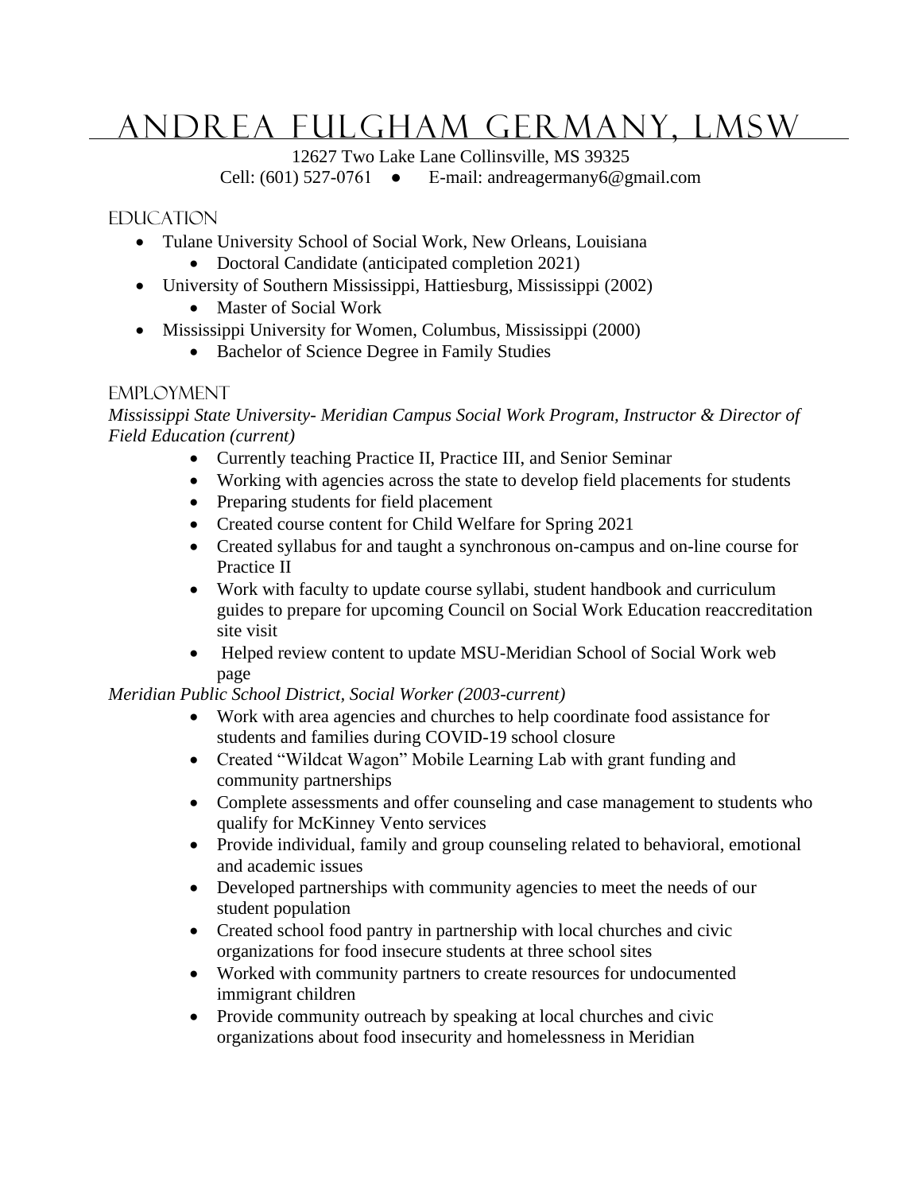# Andrea Fulgham Germany, LMSW

12627 Two Lake Lane Collinsville, MS 39325

Cell: (601) 527-0761 ● E-mail: andreagermany6@gmail.com

## Education

- Tulane University School of Social Work, New Orleans, Louisiana
  - Doctoral Candidate (anticipated completion 2021)
- University of Southern Mississippi, Hattiesburg, Mississippi (2002)
  - Master of Social Work
- Mississippi University for Women, Columbus, Mississippi (2000)
  - Bachelor of Science Degree in Family Studies

## Employment

*Mississippi State University- Meridian Campus Social Work Program, Instructor & Director of Field Education (current)*

- Currently teaching Practice II, Practice III, and Senior Seminar
- Working with agencies across the state to develop field placements for students
- Preparing students for field placement
- Created course content for Child Welfare for Spring 2021
- Created syllabus for and taught a synchronous on-campus and on-line course for Practice II
- Work with faculty to update course syllabi, student handbook and curriculum guides to prepare for upcoming Council on Social Work Education reaccreditation site visit
- Helped review content to update MSU-Meridian School of Social Work web page

*Meridian Public School District, Social Worker (2003-current)*

- Work with area agencies and churches to help coordinate food assistance for students and families during COVID-19 school closure
- Created "Wildcat Wagon" Mobile Learning Lab with grant funding and community partnerships
- Complete assessments and offer counseling and case management to students who qualify for McKinney Vento services
- Provide individual, family and group counseling related to behavioral, emotional and academic issues
- Developed partnerships with community agencies to meet the needs of our student population
- Created school food pantry in partnership with local churches and civic organizations for food insecure students at three school sites
- Worked with community partners to create resources for undocumented immigrant children
- Provide community outreach by speaking at local churches and civic organizations about food insecurity and homelessness in Meridian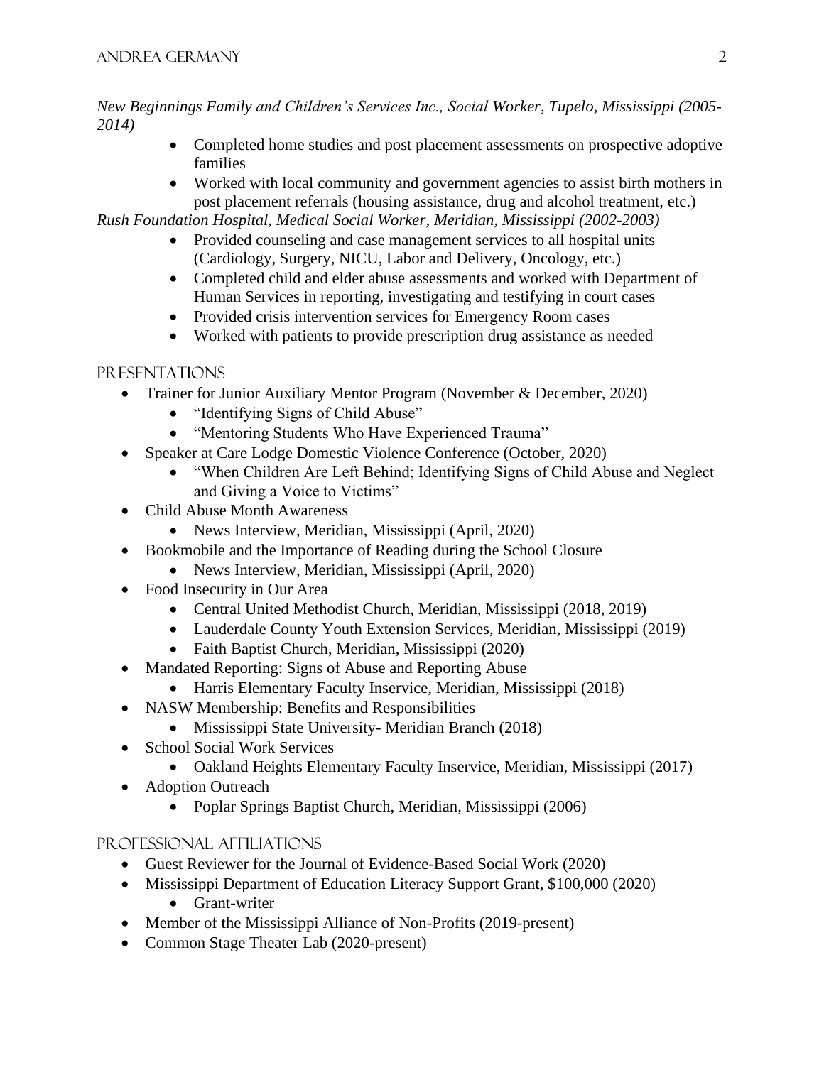*New Beginnings Family and Children's Services Inc., Social Worker, Tupelo, Mississippi (2005-2014)*

- Completed home studies and post placement assessments on prospective adoptive families
- Worked with local community and government agencies to assist birth mothers in post placement referrals (housing assistance, drug and alcohol treatment, etc.)

*Rush Foundation Hospital, Medical Social Worker, Meridian, Mississippi (2002-2003)*

- Provided counseling and case management services to all hospital units (Cardiology, Surgery, NICU, Labor and Delivery, Oncology, etc.)
- Completed child and elder abuse assessments and worked with Department of Human Services in reporting, investigating and testifying in court cases
- Provided crisis intervention services for Emergency Room cases
- Worked with patients to provide prescription drug assistance as needed

## Presentations

- Trainer for Junior Auxiliary Mentor Program (November & December, 2020)
  - "Identifying Signs of Child Abuse"
  - "Mentoring Students Who Have Experienced Trauma"
- Speaker at Care Lodge Domestic Violence Conference (October, 2020)
  - "When Children Are Left Behind; Identifying Signs of Child Abuse and Neglect and Giving a Voice to Victims"
- Child Abuse Month Awareness
  - News Interview, Meridian, Mississippi (April, 2020)
- Bookmobile and the Importance of Reading during the School Closure
  - News Interview, Meridian, Mississippi (April, 2020)
- Food Insecurity in Our Area
  - Central United Methodist Church, Meridian, Mississippi (2018, 2019)
  - Lauderdale County Youth Extension Services, Meridian, Mississippi (2019)
  - Faith Baptist Church, Meridian, Mississippi (2020)
- Mandated Reporting: Signs of Abuse and Reporting Abuse
  - Harris Elementary Faculty Inservice, Meridian, Mississippi (2018)
- NASW Membership: Benefits and Responsibilities
  - Mississippi State University- Meridian Branch (2018)
- School Social Work Services
  - Oakland Heights Elementary Faculty Inservice, Meridian, Mississippi (2017)
- Adoption Outreach
  - Poplar Springs Baptist Church, Meridian, Mississippi (2006)

## Professional Affiliations

- Guest Reviewer for the Journal of Evidence-Based Social Work (2020)
- Mississippi Department of Education Literacy Support Grant, $100,000 (2020)
  - Grant-writer
- Member of the Mississippi Alliance of Non-Profits (2019-present)
- Common Stage Theater Lab (2020-present)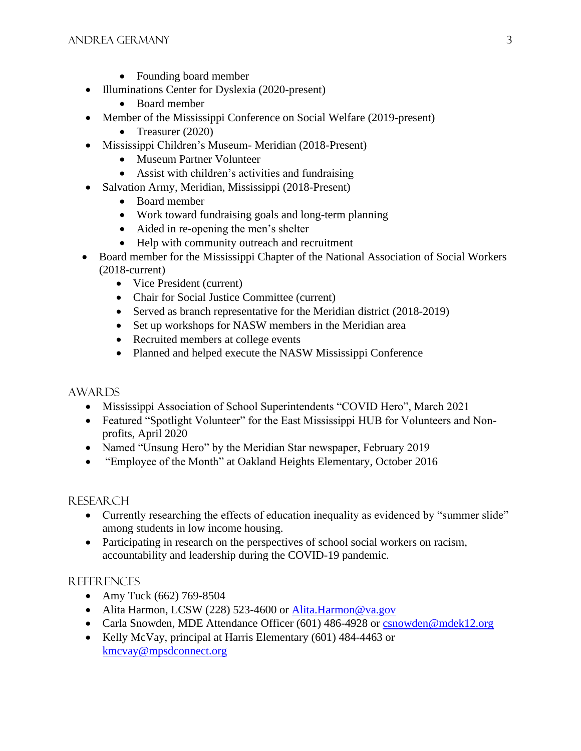- Founding board member
- Illuminations Center for Dyslexia (2020-present)
  - Board member
- Member of the Mississippi Conference on Social Welfare (2019-present)
  - Treasurer (2020)
- Mississippi Children's Museum- Meridian (2018-Present)
  - Museum Partner Volunteer
  - Assist with children's activities and fundraising
- Salvation Army, Meridian, Mississippi (2018-Present)
  - Board member
  - Work toward fundraising goals and long-term planning
  - Aided in re-opening the men's shelter
  - Help with community outreach and recruitment
- Board member for the Mississippi Chapter of the National Association of Social Workers (2018-current)
  - Vice President (current)
  - Chair for Social Justice Committee (current)
  - Served as branch representative for the Meridian district (2018-2019)
  - Set up workshops for NASW members in the Meridian area
  - Recruited members at college events
  - Planned and helped execute the NASW Mississippi Conference

## Awards

- Mississippi Association of School Superintendents "COVID Hero", March 2021
- Featured "Spotlight Volunteer" for the East Mississippi HUB for Volunteers and Non-profits, April 2020
- Named "Unsung Hero" by the Meridian Star newspaper, February 2019
- "Employee of the Month" at Oakland Heights Elementary, October 2016

## Research

- Currently researching the effects of education inequality as evidenced by "summer slide" among students in low income housing.
- Participating in research on the perspectives of school social workers on racism, accountability and leadership during the COVID-19 pandemic.

## References

- Amy Tuck (662) 769-8504
- Alita Harmon, LCSW (228) 523-4600 or Alita.Harmon@va.gov
- Carla Snowden, MDE Attendance Officer (601) 486-4928 or csnowden@mdek12.org
- Kelly McVay, principal at Harris Elementary (601) 484-4463 or kmcvay@mpsdconnect.org